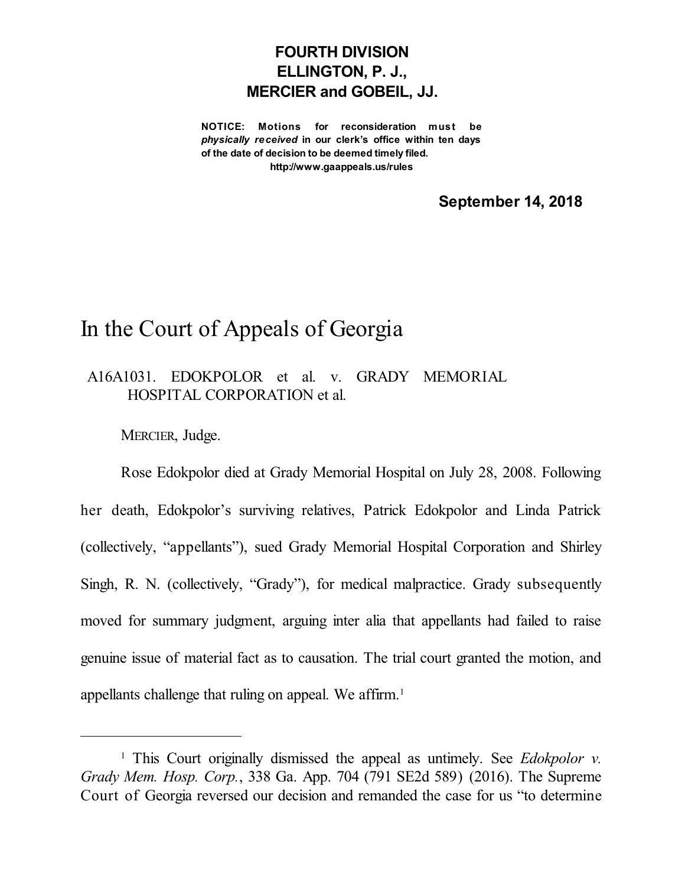**FOURTH DIVISION**
**ELLINGTON, P. J.,**
**MERCIER and GOBEIL, JJ.**

**NOTICE: Motions for reconsideration must be *physically received* in our clerk's office within ten days of the date of decision to be deemed timely filed.**
**http://www.gaappeals.us/rules**

**September 14, 2018**

# In the Court of Appeals of Georgia

A16A1031. EDOKPOLOR et al. v. GRADY MEMORIAL HOSPITAL CORPORATION et al.

MERCIER, Judge.

Rose Edokpolor died at Grady Memorial Hospital on July 28, 2008. Following her death, Edokpolor's surviving relatives, Patrick Edokpolor and Linda Patrick (collectively, "appellants"), sued Grady Memorial Hospital Corporation and Shirley Singh, R. N. (collectively, "Grady"), for medical malpractice. Grady subsequently moved for summary judgment, arguing inter alia that appellants had failed to raise genuine issue of material fact as to causation. The trial court granted the motion, and appellants challenge that ruling on appeal. We affirm.[1]

---

[1] This Court originally dismissed the appeal as untimely. See *Edokpolor v. Grady Mem. Hosp. Corp.*, 338 Ga. App. 704 (791 SE2d 589) (2016). The Supreme Court of Georgia reversed our decision and remanded the case for us "to determine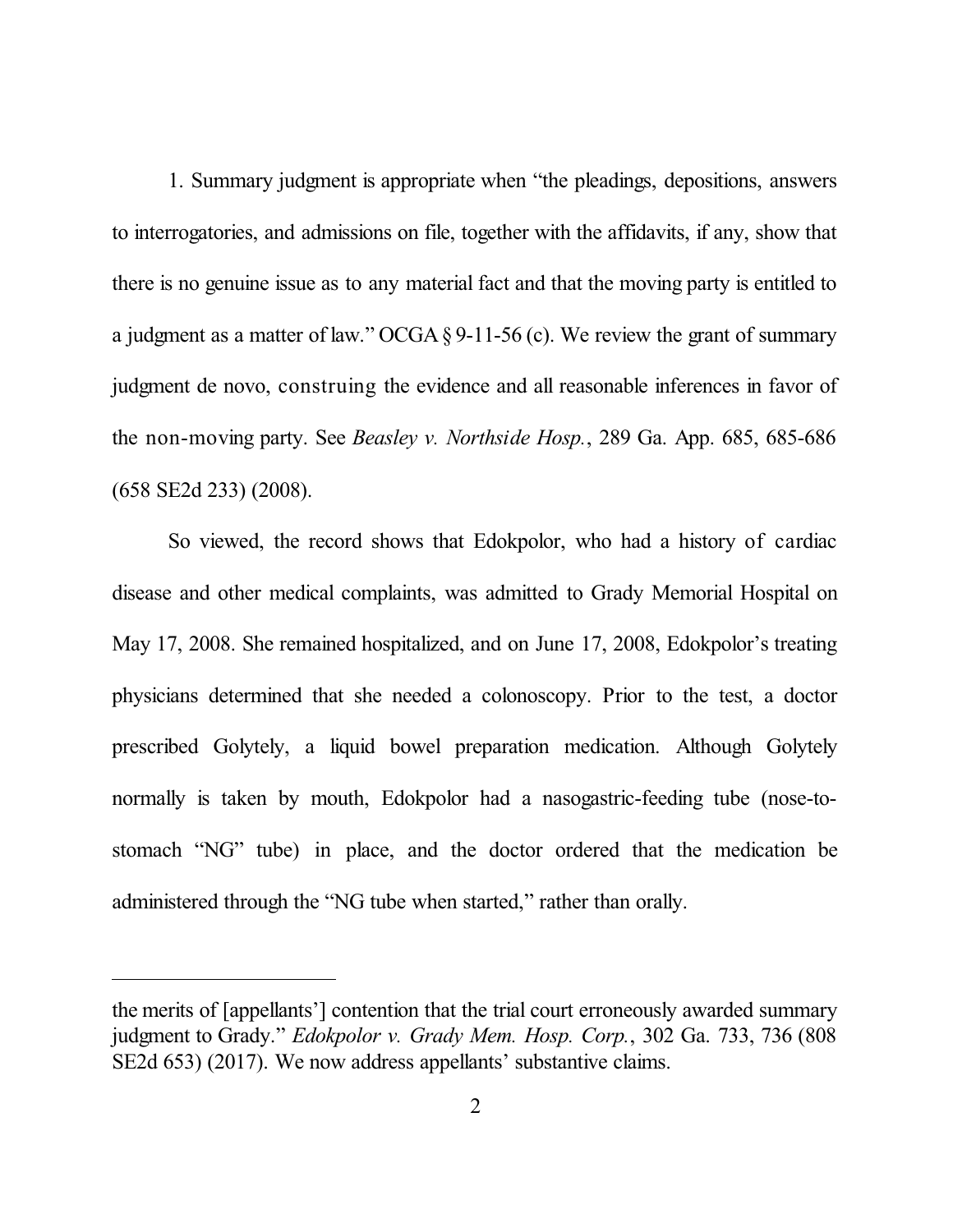1. Summary judgment is appropriate when "the pleadings, depositions, answers to interrogatories, and admissions on file, together with the affidavits, if any, show that there is no genuine issue as to any material fact and that the moving party is entitled to a judgment as a matter of law." OCGA § 9-11-56 (c). We review the grant of summary judgment de novo, construing the evidence and all reasonable inferences in favor of the non-moving party. See *Beasley v. Northside Hosp.*, 289 Ga. App. 685, 685-686 (658 SE2d 233) (2008).

So viewed, the record shows that Edokpolor, who had a history of cardiac disease and other medical complaints, was admitted to Grady Memorial Hospital on May 17, 2008. She remained hospitalized, and on June 17, 2008, Edokpolor's treating physicians determined that she needed a colonoscopy. Prior to the test, a doctor prescribed Golytely, a liquid bowel preparation medication. Although Golytely normally is taken by mouth, Edokpolor had a nasogastric-feeding tube (nose-to-stomach "NG" tube) in place, and the doctor ordered that the medication be administered through the "NG tube when started," rather than orally.

---

the merits of [appellants'] contention that the trial court erroneously awarded summary judgment to Grady." *Edokpolor v. Grady Mem. Hosp. Corp.*, 302 Ga. 733, 736 (808 SE2d 653) (2017). We now address appellants' substantive claims.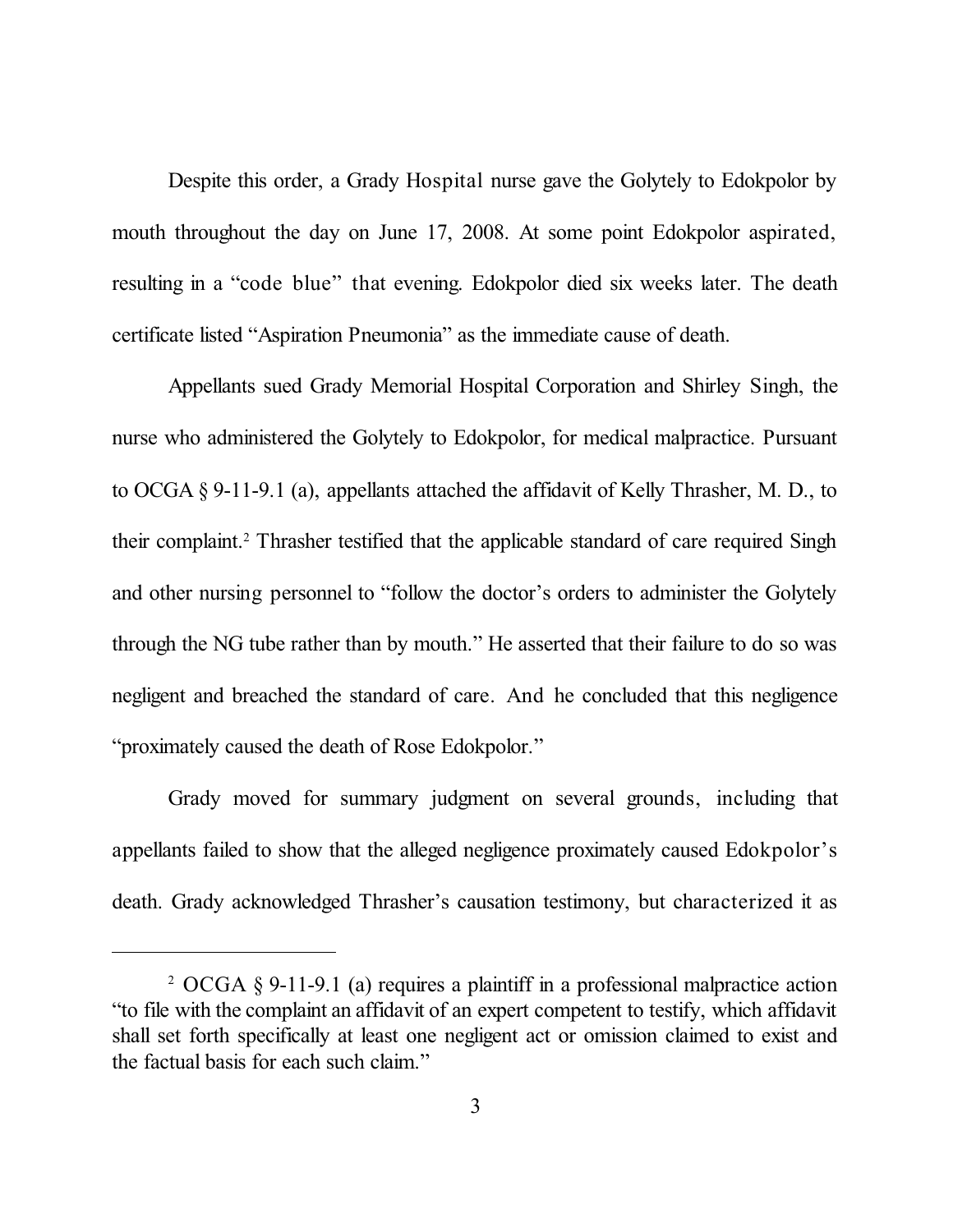Despite this order, a Grady Hospital nurse gave the Golytely to Edokpolor by mouth throughout the day on June 17, 2008. At some point Edokpolor aspirated, resulting in a "code blue" that evening. Edokpolor died six weeks later. The death certificate listed "Aspiration Pneumonia" as the immediate cause of death.

Appellants sued Grady Memorial Hospital Corporation and Shirley Singh, the nurse who administered the Golytely to Edokpolor, for medical malpractice. Pursuant to OCGA § 9-11-9.1 (a), appellants attached the affidavit of Kelly Thrasher, M. D., to their complaint.[2] Thrasher testified that the applicable standard of care required Singh and other nursing personnel to "follow the doctor's orders to administer the Golytely through the NG tube rather than by mouth." He asserted that their failure to do so was negligent and breached the standard of care. And he concluded that this negligence "proximately caused the death of Rose Edokpolor."

Grady moved for summary judgment on several grounds, including that appellants failed to show that the alleged negligence proximately caused Edokpolor's death. Grady acknowledged Thrasher's causation testimony, but characterized it as

---

[2] OCGA § 9-11-9.1 (a) requires a plaintiff in a professional malpractice action "to file with the complaint an affidavit of an expert competent to testify, which affidavit shall set forth specifically at least one negligent act or omission claimed to exist and the factual basis for each such claim."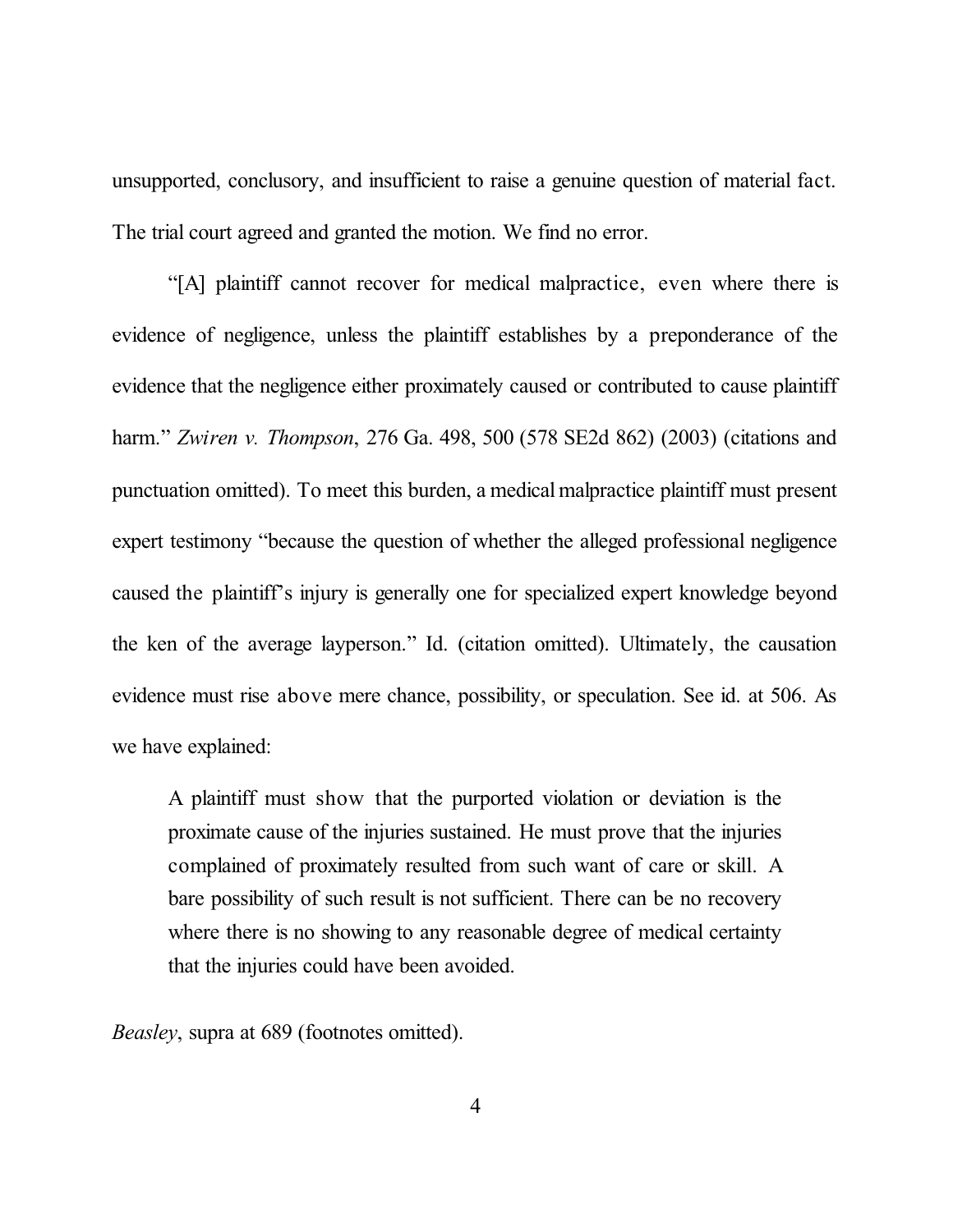unsupported, conclusory, and insufficient to raise a genuine question of material fact. The trial court agreed and granted the motion. We find no error.

"[A] plaintiff cannot recover for medical malpractice, even where there is evidence of negligence, unless the plaintiff establishes by a preponderance of the evidence that the negligence either proximately caused or contributed to cause plaintiff harm." *Zwiren v. Thompson*, 276 Ga. 498, 500 (578 SE2d 862) (2003) (citations and punctuation omitted). To meet this burden, a medical malpractice plaintiff must present expert testimony "because the question of whether the alleged professional negligence caused the plaintiff's injury is generally one for specialized expert knowledge beyond the ken of the average layperson." Id. (citation omitted). Ultimately, the causation evidence must rise above mere chance, possibility, or speculation. See id. at 506. As we have explained:

> A plaintiff must show that the purported violation or deviation is the proximate cause of the injuries sustained. He must prove that the injuries complained of proximately resulted from such want of care or skill. A bare possibility of such result is not sufficient. There can be no recovery where there is no showing to any reasonable degree of medical certainty that the injuries could have been avoided.

*Beasley*, supra at 689 (footnotes omitted).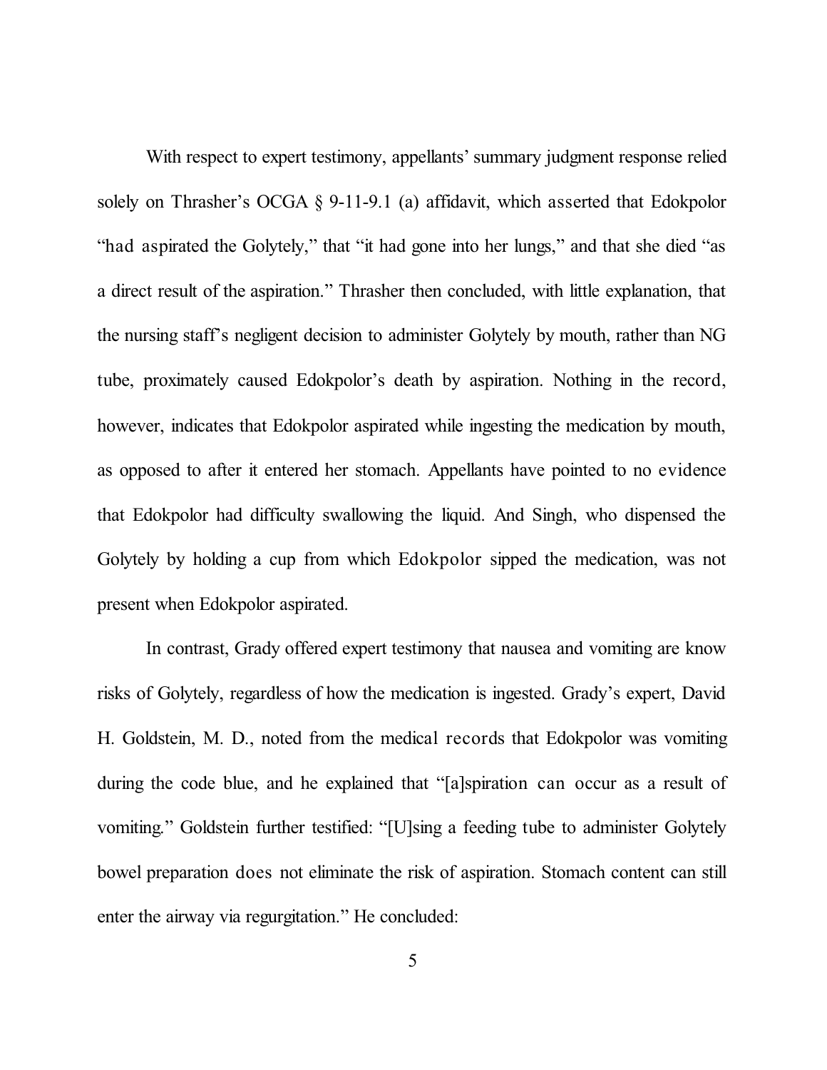With respect to expert testimony, appellants' summary judgment response relied solely on Thrasher's OCGA § 9-11-9.1 (a) affidavit, which asserted that Edokpolor "had aspirated the Golytely," that "it had gone into her lungs," and that she died "as a direct result of the aspiration." Thrasher then concluded, with little explanation, that the nursing staff's negligent decision to administer Golytely by mouth, rather than NG tube, proximately caused Edokpolor's death by aspiration. Nothing in the record, however, indicates that Edokpolor aspirated while ingesting the medication by mouth, as opposed to after it entered her stomach. Appellants have pointed to no evidence that Edokpolor had difficulty swallowing the liquid. And Singh, who dispensed the Golytely by holding a cup from which Edokpolor sipped the medication, was not present when Edokpolor aspirated.

In contrast, Grady offered expert testimony that nausea and vomiting are know risks of Golytely, regardless of how the medication is ingested. Grady's expert, David H. Goldstein, M. D., noted from the medical records that Edokpolor was vomiting during the code blue, and he explained that "[a]spiration can occur as a result of vomiting." Goldstein further testified: "[U]sing a feeding tube to administer Golytely bowel preparation does not eliminate the risk of aspiration. Stomach content can still enter the airway via regurgitation." He concluded: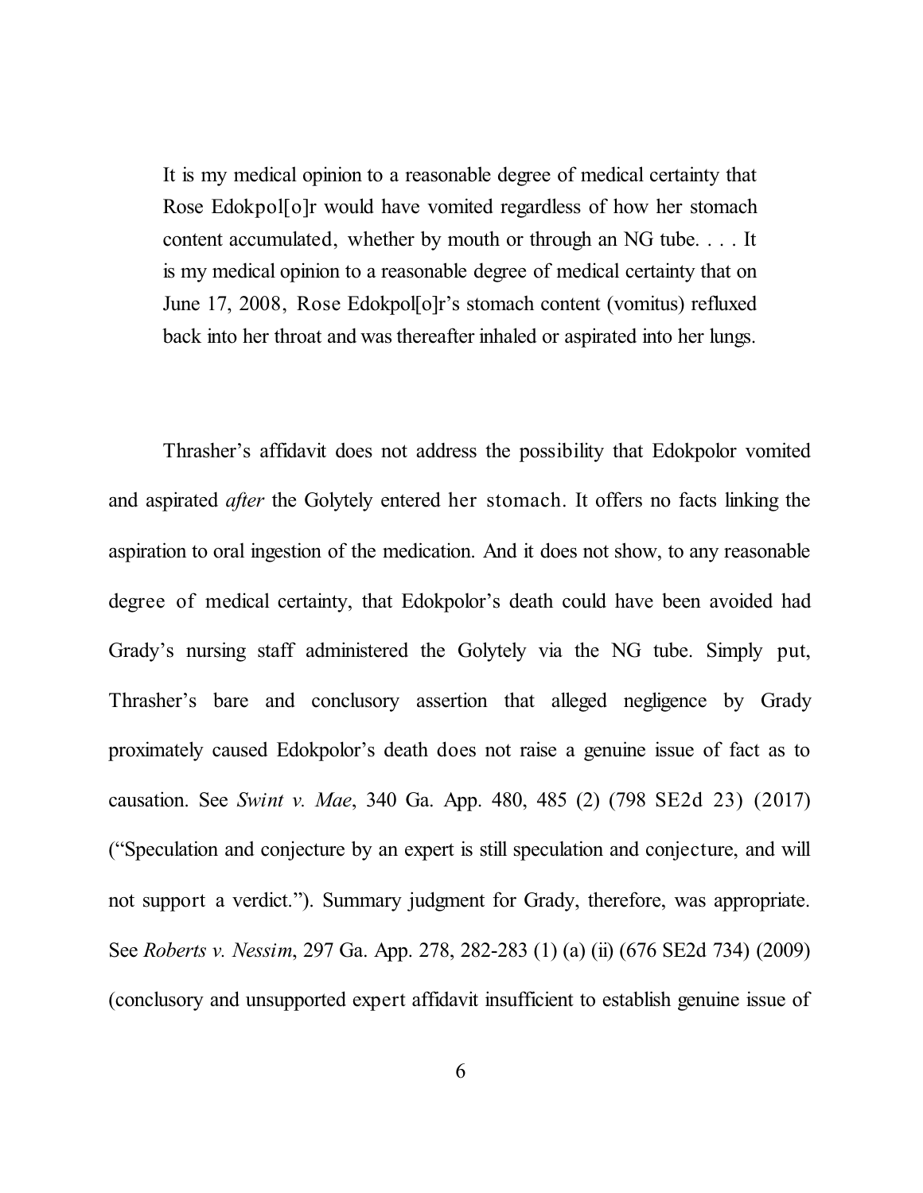> It is my medical opinion to a reasonable degree of medical certainty that Rose Edokpol[o]r would have vomited regardless of how her stomach content accumulated, whether by mouth or through an NG tube. . . . It is my medical opinion to a reasonable degree of medical certainty that on June 17, 2008, Rose Edokpol[o]r's stomach content (vomitus) refluxed back into her throat and was thereafter inhaled or aspirated into her lungs.

Thrasher's affidavit does not address the possibility that Edokpolor vomited and aspirated *after* the Golytely entered her stomach. It offers no facts linking the aspiration to oral ingestion of the medication. And it does not show, to any reasonable degree of medical certainty, that Edokpolor's death could have been avoided had Grady's nursing staff administered the Golytely via the NG tube. Simply put, Thrasher's bare and conclusory assertion that alleged negligence by Grady proximately caused Edokpolor's death does not raise a genuine issue of fact as to causation. See *Swint v. Mae*, 340 Ga. App. 480, 485 (2) (798 SE2d 23) (2017) ("Speculation and conjecture by an expert is still speculation and conjecture, and will not support a verdict."). Summary judgment for Grady, therefore, was appropriate. See *Roberts v. Nessim*, 297 Ga. App. 278, 282-283 (1) (a) (ii) (676 SE2d 734) (2009) (conclusory and unsupported expert affidavit insufficient to establish genuine issue of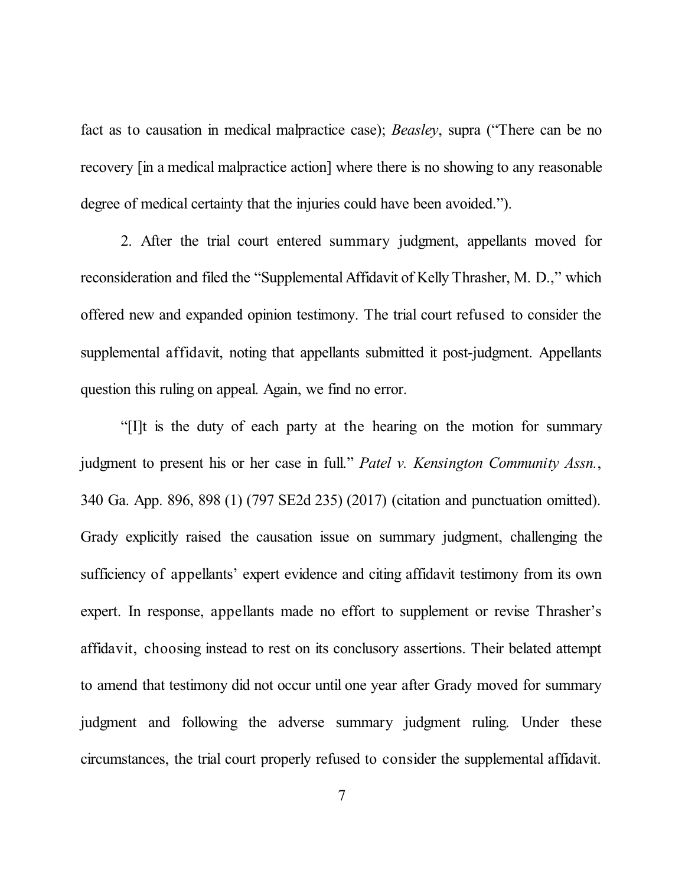fact as to causation in medical malpractice case); *Beasley*, supra ("There can be no recovery [in a medical malpractice action] where there is no showing to any reasonable degree of medical certainty that the injuries could have been avoided.").

2. After the trial court entered summary judgment, appellants moved for reconsideration and filed the "Supplemental Affidavit of Kelly Thrasher, M. D.," which offered new and expanded opinion testimony. The trial court refused to consider the supplemental affidavit, noting that appellants submitted it post-judgment. Appellants question this ruling on appeal. Again, we find no error.

"[I]t is the duty of each party at the hearing on the motion for summary judgment to present his or her case in full." *Patel v. Kensington Community Assn.*, 340 Ga. App. 896, 898 (1) (797 SE2d 235) (2017) (citation and punctuation omitted). Grady explicitly raised the causation issue on summary judgment, challenging the sufficiency of appellants' expert evidence and citing affidavit testimony from its own expert. In response, appellants made no effort to supplement or revise Thrasher's affidavit, choosing instead to rest on its conclusory assertions. Their belated attempt to amend that testimony did not occur until one year after Grady moved for summary judgment and following the adverse summary judgment ruling. Under these circumstances, the trial court properly refused to consider the supplemental affidavit.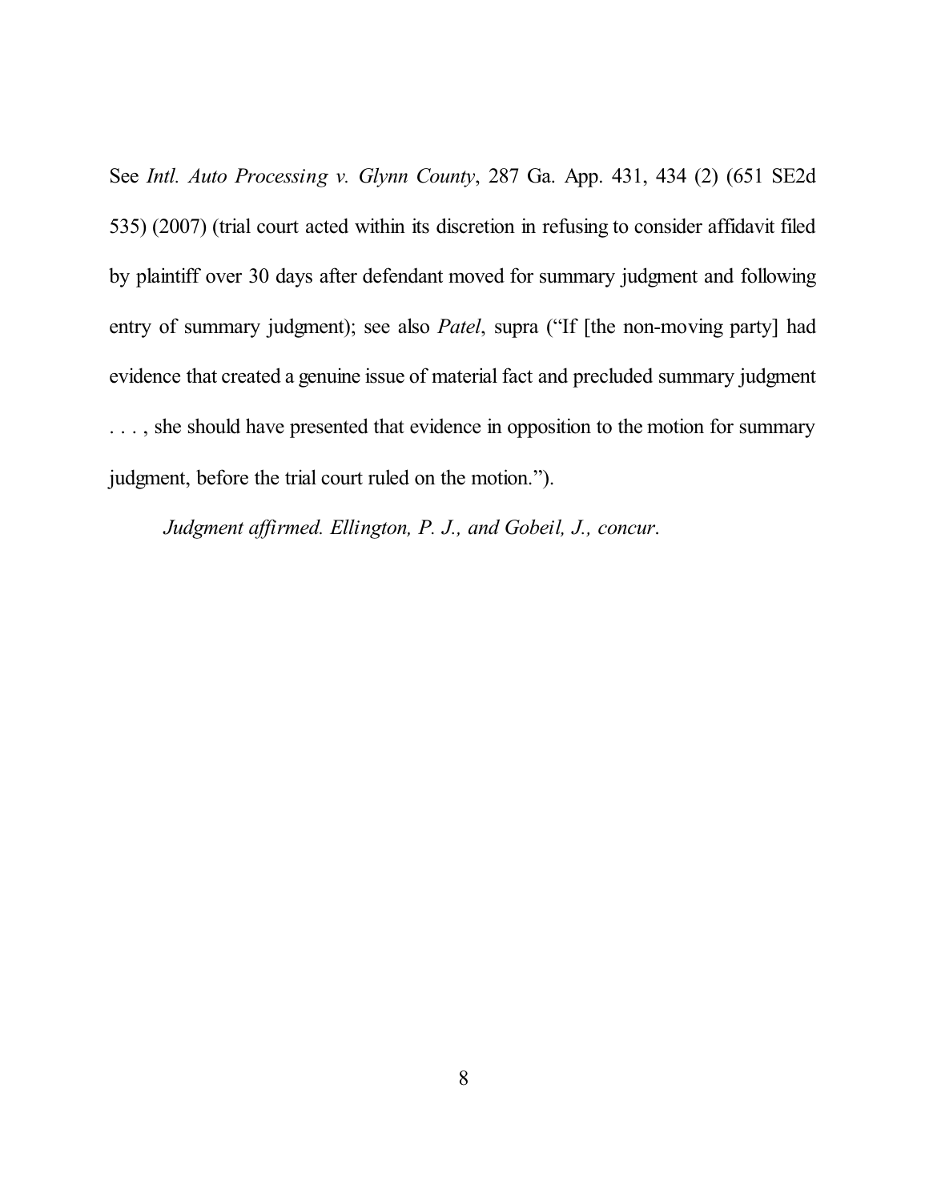See *Intl. Auto Processing v. Glynn County*, 287 Ga. App. 431, 434 (2) (651 SE2d 535) (2007) (trial court acted within its discretion in refusing to consider affidavit filed by plaintiff over 30 days after defendant moved for summary judgment and following entry of summary judgment); see also *Patel*, supra ("If [the non-moving party] had evidence that created a genuine issue of material fact and precluded summary judgment . . . , she should have presented that evidence in opposition to the motion for summary judgment, before the trial court ruled on the motion.").

*Judgment affirmed. Ellington, P. J., and Gobeil, J., concur.*